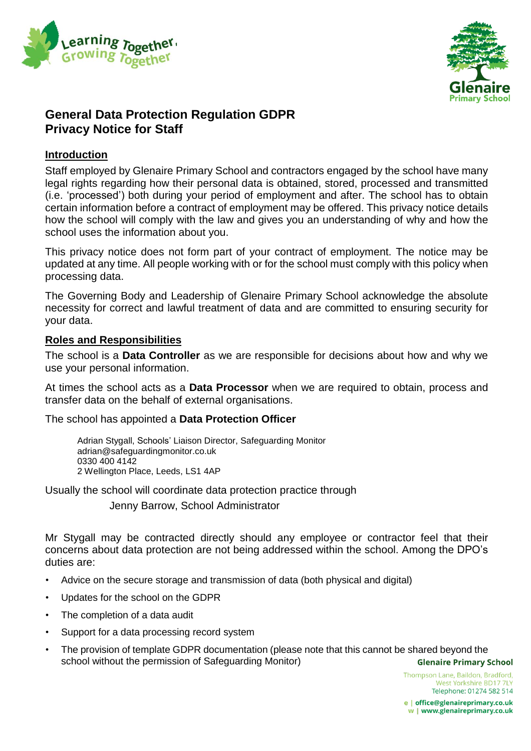# General Data Protection Regulation GDPR
# Privacy Notice for Staff

## Introduction

Staff employed by Glenaire Primary School and contractors engaged by the school have many legal rights regarding how their personal data is obtained, stored, processed and transmitted (i.e. 'processed') both during your period of employment and after. The school has to obtain certain information before a contract of employment may be offered. This privacy notice details how the school will comply with the law and gives you an understanding of why and how the school uses the information about you.

This privacy notice does not form part of your contract of employment. The notice may be updated at any time. All people working with or for the school must comply with this policy when processing data.

The Governing Body and Leadership of Glenaire Primary School acknowledge the absolute necessity for correct and lawful treatment of data and are committed to ensuring security for your data.

## Roles and Responsibilities

The school is a **Data Controller** as we are responsible for decisions about how and why we use your personal information.

At times the school acts as a **Data Processor** when we are required to obtain, process and transfer data on the behalf of external organisations.

The school has appointed a **Data Protection Officer**

> Adrian Stygall, Schools' Liaison Director, Safeguarding Monitor
> adrian@safeguardingmonitor.co.uk
> 0330 400 4142
> 2 Wellington Place, Leeds, LS1 4AP

Usually the school will coordinate data protection practice through

> Jenny Barrow, School Administrator

Mr Stygall may be contracted directly should any employee or contractor feel that their concerns about data protection are not being addressed within the school. Among the DPO's duties are:

- Advice on the secure storage and transmission of data (both physical and digital)
- Updates for the school on the GDPR
- The completion of a data audit
- Support for a data processing record system
- The provision of template GDPR documentation (please note that this cannot be shared beyond the school without the permission of Safeguarding Monitor)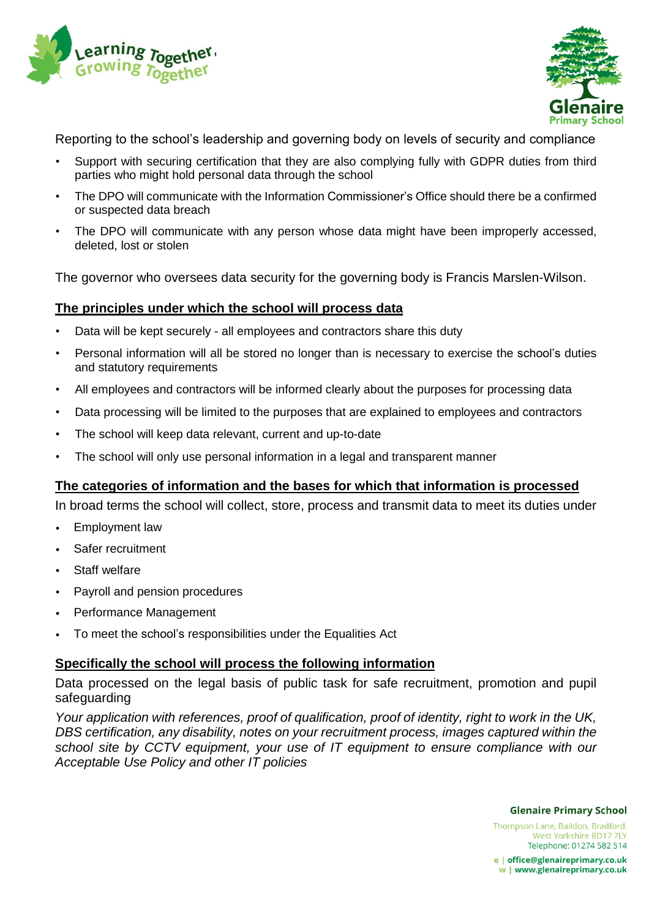Reporting to the school's leadership and governing body on levels of security and compliance

- Support with securing certification that they are also complying fully with GDPR duties from third parties who might hold personal data through the school
- The DPO will communicate with the Information Commissioner's Office should there be a confirmed or suspected data breach
- The DPO will communicate with any person whose data might have been improperly accessed, deleted, lost or stolen

The governor who oversees data security for the governing body is Francis Marslen-Wilson.

## The principles under which the school will process data

- Data will be kept securely - all employees and contractors share this duty
- Personal information will all be stored no longer than is necessary to exercise the school's duties and statutory requirements
- All employees and contractors will be informed clearly about the purposes for processing data
- Data processing will be limited to the purposes that are explained to employees and contractors
- The school will keep data relevant, current and up-to-date
- The school will only use personal information in a legal and transparent manner

## The categories of information and the bases for which that information is processed

In broad terms the school will collect, store, process and transmit data to meet its duties under

- Employment law
- Safer recruitment
- Staff welfare
- Payroll and pension procedures
- Performance Management
- To meet the school's responsibilities under the Equalities Act

## Specifically the school will process the following information

Data processed on the legal basis of public task for safe recruitment, promotion and pupil safeguarding

*Your application with references, proof of qualification, proof of identity, right to work in the UK, DBS certification, any disability, notes on your recruitment process, images captured within the school site by CCTV equipment, your use of IT equipment to ensure compliance with our Acceptable Use Policy and other IT policies*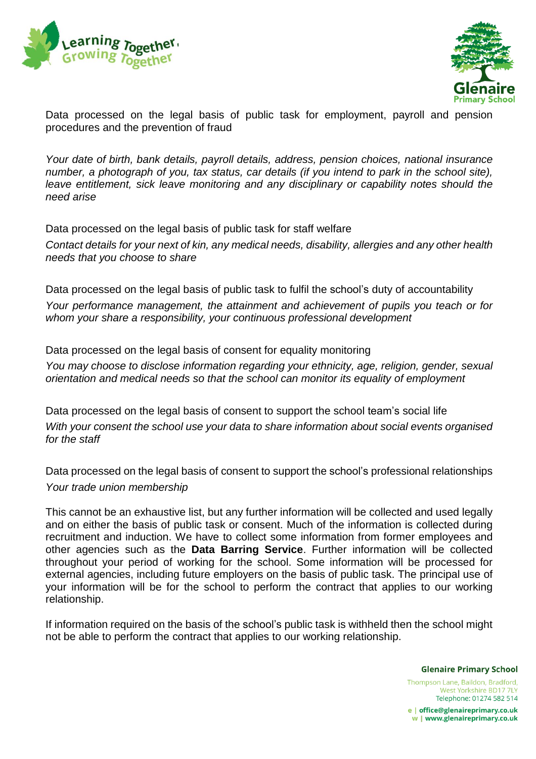Data processed on the legal basis of public task for employment, payroll and pension procedures and the prevention of fraud

*Your date of birth, bank details, payroll details, address, pension choices, national insurance number, a photograph of you, tax status, car details (if you intend to park in the school site), leave entitlement, sick leave monitoring and any disciplinary or capability notes should the need arise*

Data processed on the legal basis of public task for staff welfare

*Contact details for your next of kin, any medical needs, disability, allergies and any other health needs that you choose to share*

Data processed on the legal basis of public task to fulfil the school's duty of accountability

*Your performance management, the attainment and achievement of pupils you teach or for whom your share a responsibility, your continuous professional development*

Data processed on the legal basis of consent for equality monitoring

*You may choose to disclose information regarding your ethnicity, age, religion, gender, sexual orientation and medical needs so that the school can monitor its equality of employment*

Data processed on the legal basis of consent to support the school team's social life

*With your consent the school use your data to share information about social events organised for the staff*

Data processed on the legal basis of consent to support the school's professional relationships

*Your trade union membership*

This cannot be an exhaustive list, but any further information will be collected and used legally and on either the basis of public task or consent. Much of the information is collected during recruitment and induction. We have to collect some information from former employees and other agencies such as the **Data Barring Service**. Further information will be collected throughout your period of working for the school. Some information will be processed for external agencies, including future employers on the basis of public task. The principal use of your information will be for the school to perform the contract that applies to our working relationship.

If information required on the basis of the school's public task is withheld then the school might not be able to perform the contract that applies to our working relationship.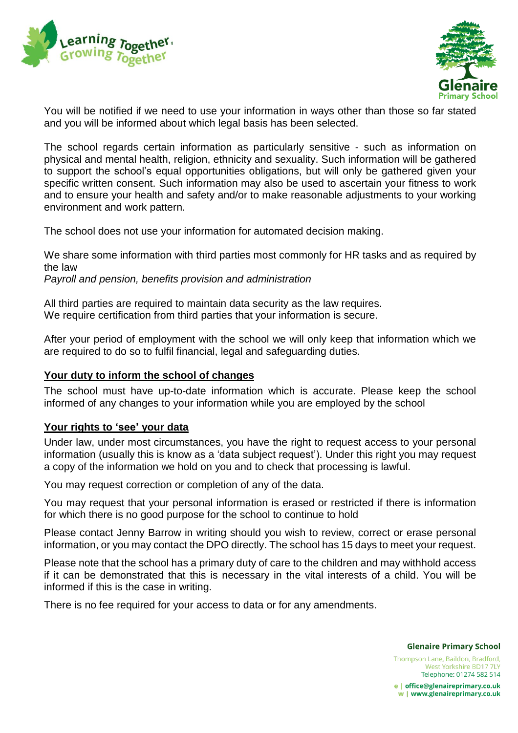You will be notified if we need to use your information in ways other than those so far stated and you will be informed about which legal basis has been selected.

The school regards certain information as particularly sensitive - such as information on physical and mental health, religion, ethnicity and sexuality. Such information will be gathered to support the school's equal opportunities obligations, but will only be gathered given your specific written consent. Such information may also be used to ascertain your fitness to work and to ensure your health and safety and/or to make reasonable adjustments to your working environment and work pattern.

The school does not use your information for automated decision making.

We share some information with third parties most commonly for HR tasks and as required by the law

*Payroll and pension, benefits provision and administration*

All third parties are required to maintain data security as the law requires.
We require certification from third parties that your information is secure.

After your period of employment with the school we will only keep that information which we are required to do so to fulfil financial, legal and safeguarding duties.

## Your duty to inform the school of changes

The school must have up-to-date information which is accurate. Please keep the school informed of any changes to your information while you are employed by the school

## Your rights to 'see' your data

Under law, under most circumstances, you have the right to request access to your personal information (usually this is know as a 'data subject request'). Under this right you may request a copy of the information we hold on you and to check that processing is lawful.

You may request correction or completion of any of the data.

You may request that your personal information is erased or restricted if there is information for which there is no good purpose for the school to continue to hold

Please contact Jenny Barrow in writing should you wish to review, correct or erase personal information, or you may contact the DPO directly. The school has 15 days to meet your request.

Please note that the school has a primary duty of care to the children and may withhold access if it can be demonstrated that this is necessary in the vital interests of a child. You will be informed if this is the case in writing.

There is no fee required for your access to data or for any amendments.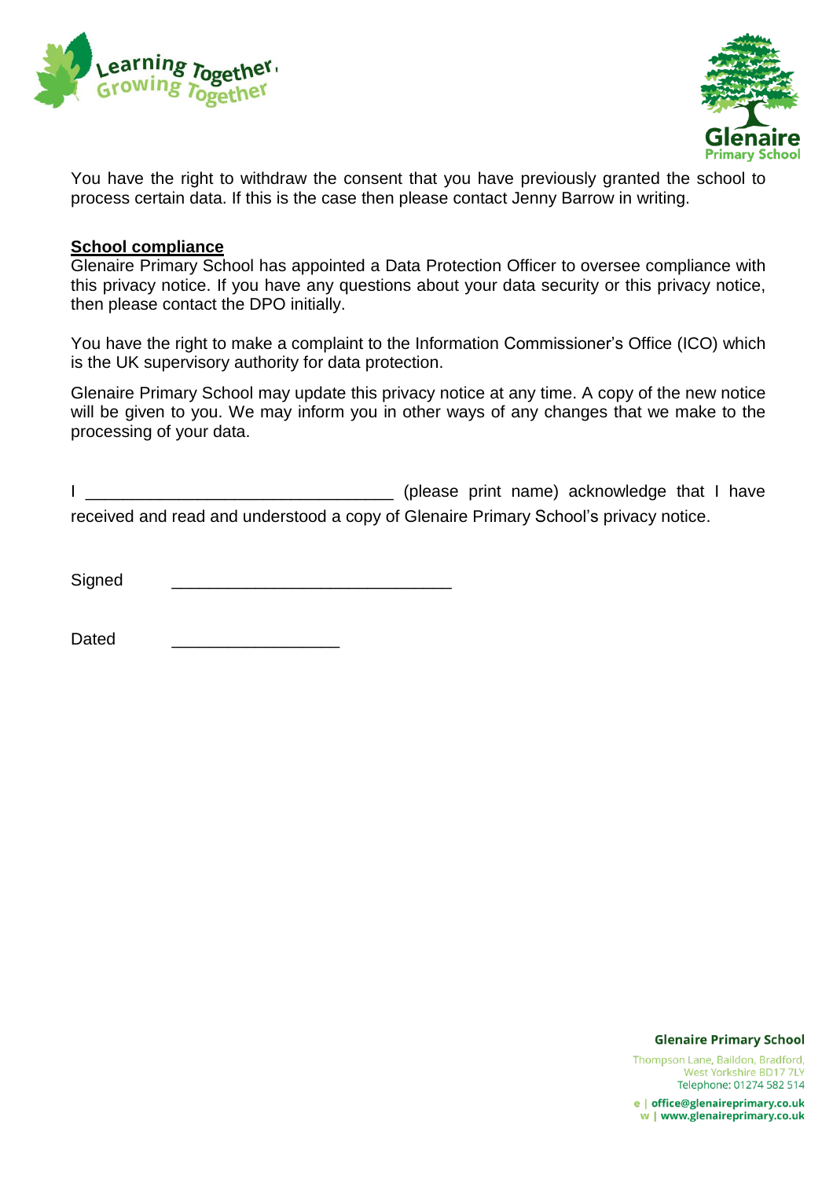You have the right to withdraw the consent that you have previously granted the school to process certain data. If this is the case then please contact Jenny Barrow in writing.

**School compliance**

Glenaire Primary School has appointed a Data Protection Officer to oversee compliance with this privacy notice. If you have any questions about your data security or this privacy notice, then please contact the DPO initially.

You have the right to make a complaint to the Information Commissioner's Office (ICO) which is the UK supervisory authority for data protection.

Glenaire Primary School may update this privacy notice at any time. A copy of the new notice will be given to you. We may inform you in other ways of any changes that we make to the processing of your data.

I ________________________________ (please print name) acknowledge that I have received and read and understood a copy of Glenaire Primary School's privacy notice.

Signed ____________________________

Dated ________________